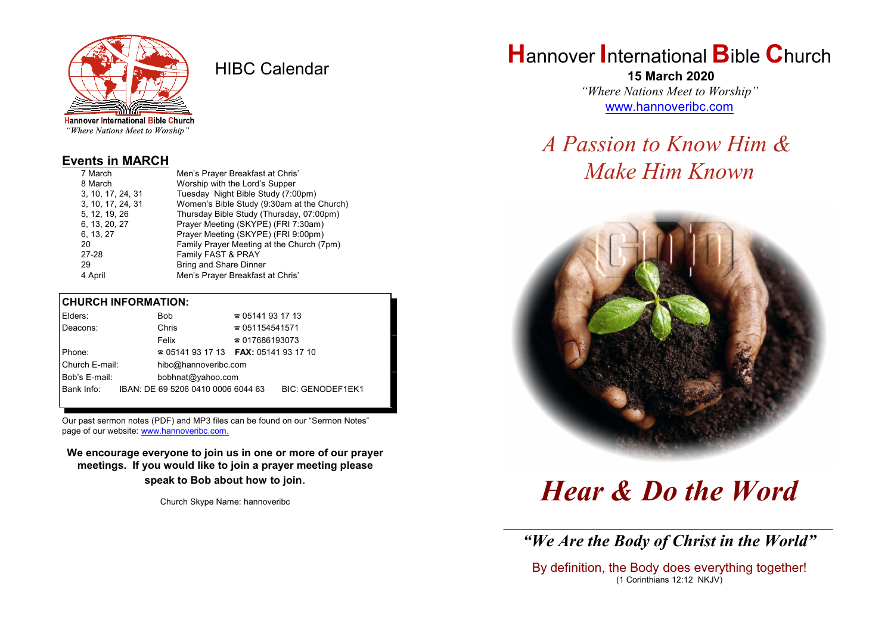Hannover International Bible Church
*"Where Nations Meet to Worship"*

# HIBC Calendar

## Events in MARCH

| Date | Event |
|---|---|
| 7 March | Men's Prayer Breakfast at Chris' |
| 8 March | Worship with the Lord's Supper |
| 3, 10, 17, 24, 31 | Tuesday Night Bible Study (7:00pm) |
| 3, 10, 17, 24, 31 | Women's Bible Study (9:30am at the Church) |
| 5, 12, 19, 26 | Thursday Bible Study (Thursday, 07:00pm) |
| 6, 13, 20, 27 | Prayer Meeting (SKYPE) (FRI 7:30am) |
| 6, 13, 27 | Prayer Meeting (SKYPE) (FRI 9:00pm) |
| 20 | Family Prayer Meeting at the Church (7pm) |
| 27-28 | Family FAST & PRAY |
| 29 | Bring and Share Dinner |
| 4 April | Men's Prayer Breakfast at Chris' |

## CHURCH INFORMATION:

| | | |
|---|---|---|
| Elders: | Bob | ☎ 05141 93 17 13 |
| Deacons: | Chris | ☎ 051154541571 |
| | Felix | ☎ 017686193073 |
| Phone: | ☎ 05141 93 17 13 | **FAX:** 05141 93 17 10 |
| Church E-mail: | hibc@hannoveribc.com | |
| Bob's E-mail: | bobhnat@yahoo.com | |
| Bank Info: | IBAN: DE 69 5206 0410 0006 6044 63 | BIC: GENODEF1EK1 |

Our past sermon notes (PDF) and MP3 files can be found on our "Sermon Notes" page of our website: www.hannoveribc.com.

**We encourage everyone to join us in one or more of our prayer meetings. If you would like to join a prayer meeting please speak to Bob about how to join.**

Church Skype Name: hannoveribc

# Hannover International Bible Church

**15 March 2020**

*"Where Nations Meet to Worship"*

www.hannoveribc.com

*A Passion to Know Him & Make Him Known*

# *Hear & Do the Word*

---

***"We Are the Body of Christ in the World"***

By definition, the Body does everything together!
(1 Corinthians 12:12 NKJV)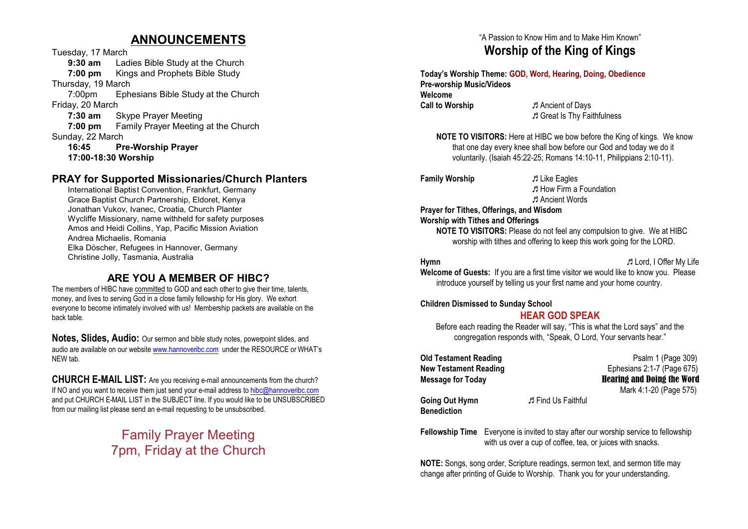# ANNOUNCEMENTS

Tuesday, 17 March

- **9:30 am** Ladies Bible Study at the Church
- **7:00 pm** Kings and Prophets Bible Study

Thursday, 19 March

- 7:00pm Ephesians Bible Study at the Church

Friday, 20 March

- **7:30 am** Skype Prayer Meeting
- **7:00 pm** Family Prayer Meeting at the Church

Sunday, 22 March

- **16:45 Pre-Worship Prayer**
- **17:00-18:30 Worship**

## PRAY for Supported Missionaries/Church Planters

International Baptist Convention, Frankfurt, Germany
Grace Baptist Church Partnership, Eldoret, Kenya
Jonathan Vukov, Ivanec, Croatia, Church Planter
Wycliffe Missionary, name withheld for safety purposes
Amos and Heidi Collins, Yap, Pacific Mission Aviation
Andrea Michaelis, Romania
Elka Döscher, Refugees in Hannover, Germany
Christine Jolly, Tasmania, Australia

## ARE YOU A MEMBER OF HIBC?

The members of HIBC have committed to GOD and each other to give their time, talents, money, and lives to serving God in a close family fellowship for His glory. We exhort everyone to become intimately involved with us! Membership packets are available on the back table.

**Notes, Slides, Audio:** Our sermon and bible study notes, powerpoint slides, and audio are available on our website www.hannoveribc.com under the RESOURCE or WHAT's NEW tab.

**CHURCH E-MAIL LIST:** Are you receiving e-mail announcements from the church? If NO and you want to receive them just send your e-mail address to hibc@hannoveribc.com and put CHURCH E-MAIL LIST in the SUBJECT line. If you would like to be UNSUBSCRIBED from our mailing list please send an e-mail requesting to be unsubscribed.

## Family Prayer Meeting
## 7pm, Friday at the Church

"A Passion to Know Him and to Make Him Known"

# Worship of the King of Kings

**Today's Worship Theme: GOD, Word, Hearing, Doing, Obedience**
**Pre-worship Music/Videos**
**Welcome**
**Call to Worship** ♬ Ancient of Days
♬ Great Is Thy Faithfulness

**NOTE TO VISITORS:** Here at HIBC we bow before the King of kings. We know that one day every knee shall bow before our God and today we do it voluntarily. (Isaiah 45:22-25; Romans 14:10-11, Philippians 2:10-11).

**Family Worship** ♬ Like Eagles
♬ How Firm a Foundation
♬ Ancient Words

**Prayer for Tithes, Offerings, and Wisdom**
**Worship with Tithes and Offerings**

**NOTE TO VISITORS:** Please do not feel any compulsion to give. We at HIBC worship with tithes and offering to keep this work going for the LORD.

**Hymn** ♬ Lord, I Offer My Life

**Welcome of Guests:** If you are a first time visitor we would like to know you. Please introduce yourself by telling us your first name and your home country.

**Children Dismissed to Sunday School**

## HEAR GOD SPEAK

Before each reading the Reader will say, "This is what the Lord says" and the congregation responds with, "Speak, O Lord, Your servants hear."

**Old Testament Reading** Psalm 1 (Page 309)
**New Testament Reading** Ephesians 2:1-7 (Page 675)
**Message for Today** **Hearing and Doing the Word**
Mark 4:1-20 (Page 575)

**Going Out Hymn** ♬ Find Us Faithful
**Benediction**

**Fellowship Time** Everyone is invited to stay after our worship service to fellowship with us over a cup of coffee, tea, or juices with snacks.

**NOTE:** Songs, song order, Scripture readings, sermon text, and sermon title may change after printing of Guide to Worship. Thank you for your understanding.